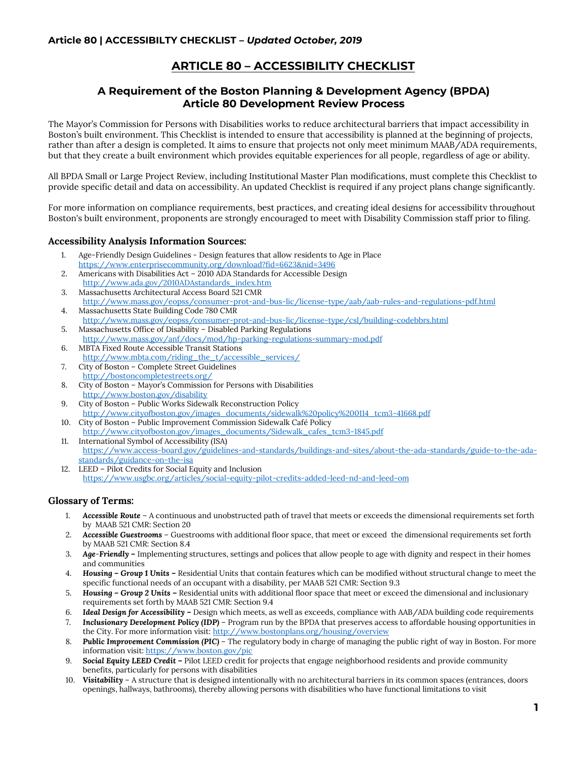# ARTICLE 80 – ACCESSIBILITY CHECKLIST

## A Requirement of the Boston Planning & Development Agency (BPDA) Article 80 Development Review Process

The Mayor's Commission for Persons with Disabilities works to reduce architectural barriers that impact accessibility in Boston's built environment. This Checklist is intended to ensure that accessibility is planned at the beginning of projects, rather than after a design is completed. It aims to ensure that projects not only meet minimum MAAB/ADA requirements, but that they create a built environment which provides equitable experiences for all people, regardless of age or ability.

All BPDA Small or Large Project Review, including Institutional Master Plan modifications, must complete this Checklist to provide specific detail and data on accessibility. An updated Checklist is required if any project plans change significantly.

For more information on compliance requirements, best practices, and creating ideal designs for accessibility throughout Boston's built environment, proponents are strongly encouraged to meet with Disability Commission staff prior to filing.

### Accessibility Analysis Information Sources:

1. Age-Friendly Design Guidelines - Design features that allow residents to Age in Place
   https://www.enterprisecommunity.org/download?fid=6623&nid=3496
2. Americans with Disabilities Act – 2010 ADA Standards for Accessible Design
   http://www.ada.gov/2010ADAstandards_index.htm
3. Massachusetts Architectural Access Board 521 CMR
   http://www.mass.gov/eopss/consumer-prot-and-bus-lic/license-type/aab/aab-rules-and-regulations-pdf.html
4. Massachusetts State Building Code 780 CMR
   http://www.mass.gov/eopss/consumer-prot-and-bus-lic/license-type/csl/building-codebbrs.html
5. Massachusetts Office of Disability – Disabled Parking Regulations
   http://www.mass.gov/anf/docs/mod/hp-parking-regulations-summary-mod.pdf
6. MBTA Fixed Route Accessible Transit Stations
   http://www.mbta.com/riding_the_t/accessible_services/
7. City of Boston – Complete Street Guidelines
   http://bostoncompletestreets.org/
8. City of Boston – Mayor's Commission for Persons with Disabilities
   http://www.boston.gov/disability
9. City of Boston – Public Works Sidewalk Reconstruction Policy
   http://www.cityofboston.gov/images_documents/sidewalk%20policy%200114_tcm3-41668.pdf
10. City of Boston – Public Improvement Commission Sidewalk Café Policy
    http://www.cityofboston.gov/images_documents/Sidewalk_cafes_tcm3-1845.pdf
11. International Symbol of Accessibility (ISA)
    https://www.access-board.gov/guidelines-and-standards/buildings-and-sites/about-the-ada-standards/guide-to-the-ada-standards/guidance-on-the-isa
12. LEED – Pilot Credits for Social Equity and Inclusion
    https://www.usgbc.org/articles/social-equity-pilot-credits-added-leed-nd-and-leed-om

### Glossary of Terms:

1. ***Accessible Route*** – A continuous and unobstructed path of travel that meets or exceeds the dimensional requirements set forth by MAAB 521 CMR: Section 20
2. ***Accessible Guestrooms*** – Guestrooms with additional floor space, that meet or exceed the dimensional requirements set forth by MAAB 521 CMR: Section 8.4
3. ***Age-Friendly*** **–** Implementing structures, settings and polices that allow people to age with dignity and respect in their homes and communities
4. ***Housing – Group 1 Units*** **–** Residential Units that contain features which can be modified without structural change to meet the specific functional needs of an occupant with a disability, per MAAB 521 CMR: Section 9.3
5. ***Housing – Group 2 Units*** **–** Residential units with additional floor space that meet or exceed the dimensional and inclusionary requirements set forth by MAAB 521 CMR: Section 9.4
6. ***Ideal Design for Accessibility*** **–** Design which meets, as well as exceeds, compliance with AAB/ADA building code requirements
7. ***Inclusionary Development Policy (IDP)*** – Program run by the BPDA that preserves access to affordable housing opportunities in the City. For more information visit: http://www.bostonplans.org/housing/overview
8. ***Public Improvement Commission (PIC)*** – The regulatory body in charge of managing the public right of way in Boston. For more information visit: https://www.boston.gov/pic
9. ***Social Equity LEED Credit*** **–** Pilot LEED credit for projects that engage neighborhood residents and provide community benefits, particularly for persons with disabilities
10. ***Visitability*** – A structure that is designed intentionally with no architectural barriers in its common spaces (entrances, doors openings, hallways, bathrooms), thereby allowing persons with disabilities who have functional limitations to visit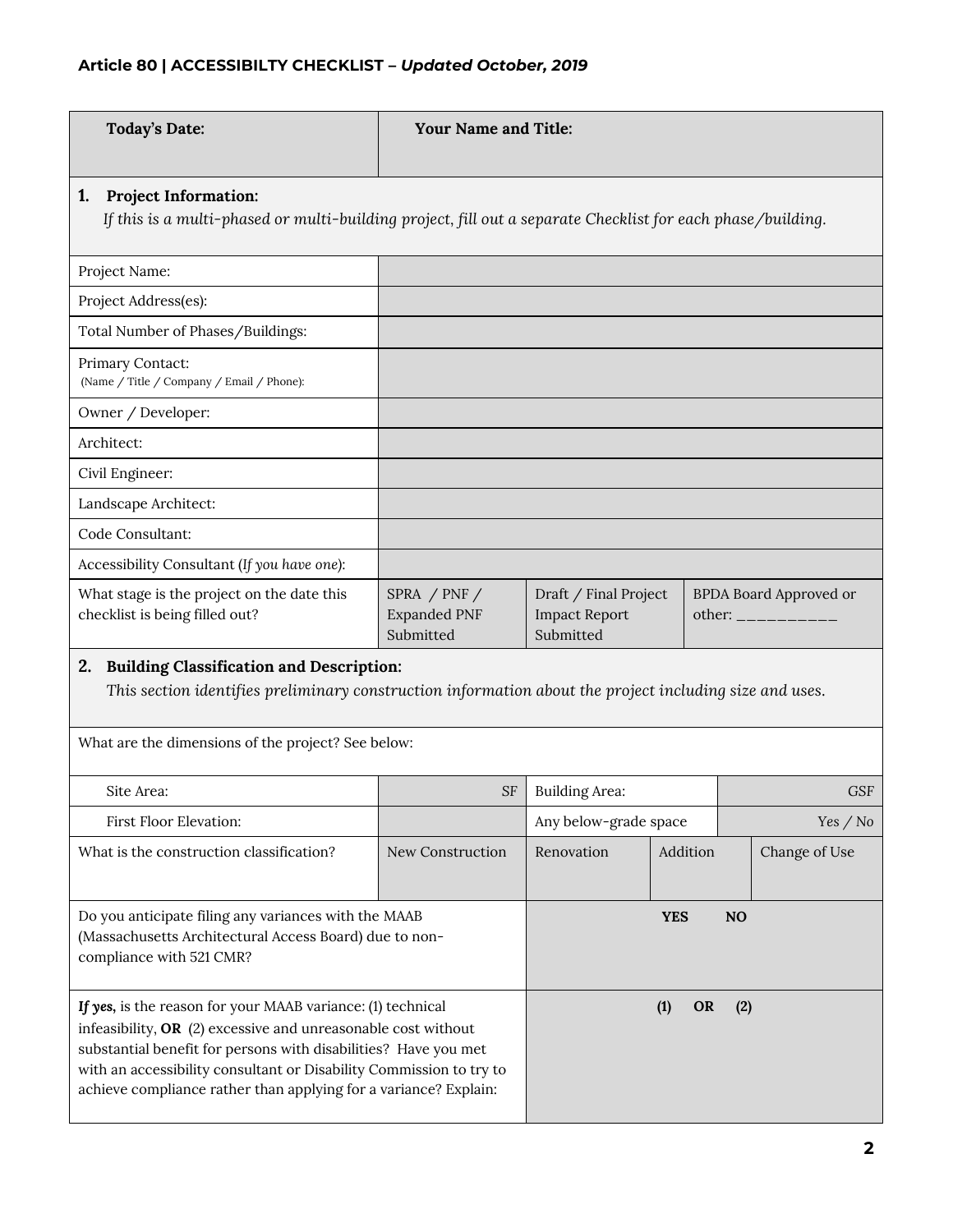## Article 80 | ACCESSIBILTY CHECKLIST – *Updated October, 2019*

| **Today's Date:** | **Your Name and Title:** |
|---|---|

### 1. Project Information:

*If this is a multi-phased or multi-building project, fill out a separate Checklist for each phase/building.*

| | | | |
|---|---|---|---|
| Project Name: | | | |
| Project Address(es): | | | |
| Total Number of Phases/Buildings: | | | |
| Primary Contact: (Name / Title / Company / Email / Phone): | | | |
| Owner / Developer: | | | |
| Architect: | | | |
| Civil Engineer: | | | |
| Landscape Architect: | | | |
| Code Consultant: | | | |
| Accessibility Consultant (*If you have one*): | | | |
| What stage is the project on the date this checklist is being filled out? | SPRA / PNF / Expanded PNF Submitted | Draft / Final Project Impact Report Submitted | BPDA Board Approved or other: __________ |

### 2. Building Classification and Description:

*This section identifies preliminary construction information about the project including size and uses.*

What are the dimensions of the project? See below:

| | | | | |
|---|---|---|---|---|
| Site Area: | SF | Building Area: | | GSF |
| First Floor Elevation: | | Any below-grade space | | Yes / No |
| What is the construction classification? | New Construction | Renovation | Addition | Change of Use |

| | |
|---|---|
| Do you anticipate filing any variances with the MAAB (Massachusetts Architectural Access Board) due to non-compliance with 521 CMR? | **YES** **NO** |
| ***If yes***, is the reason for your MAAB variance: (1) technical infeasibility, **OR** (2) excessive and unreasonable cost without substantial benefit for persons with disabilities? Have you met with an accessibility consultant or Disability Commission to try to achieve compliance rather than applying for a variance? Explain: | **(1) OR (2)** |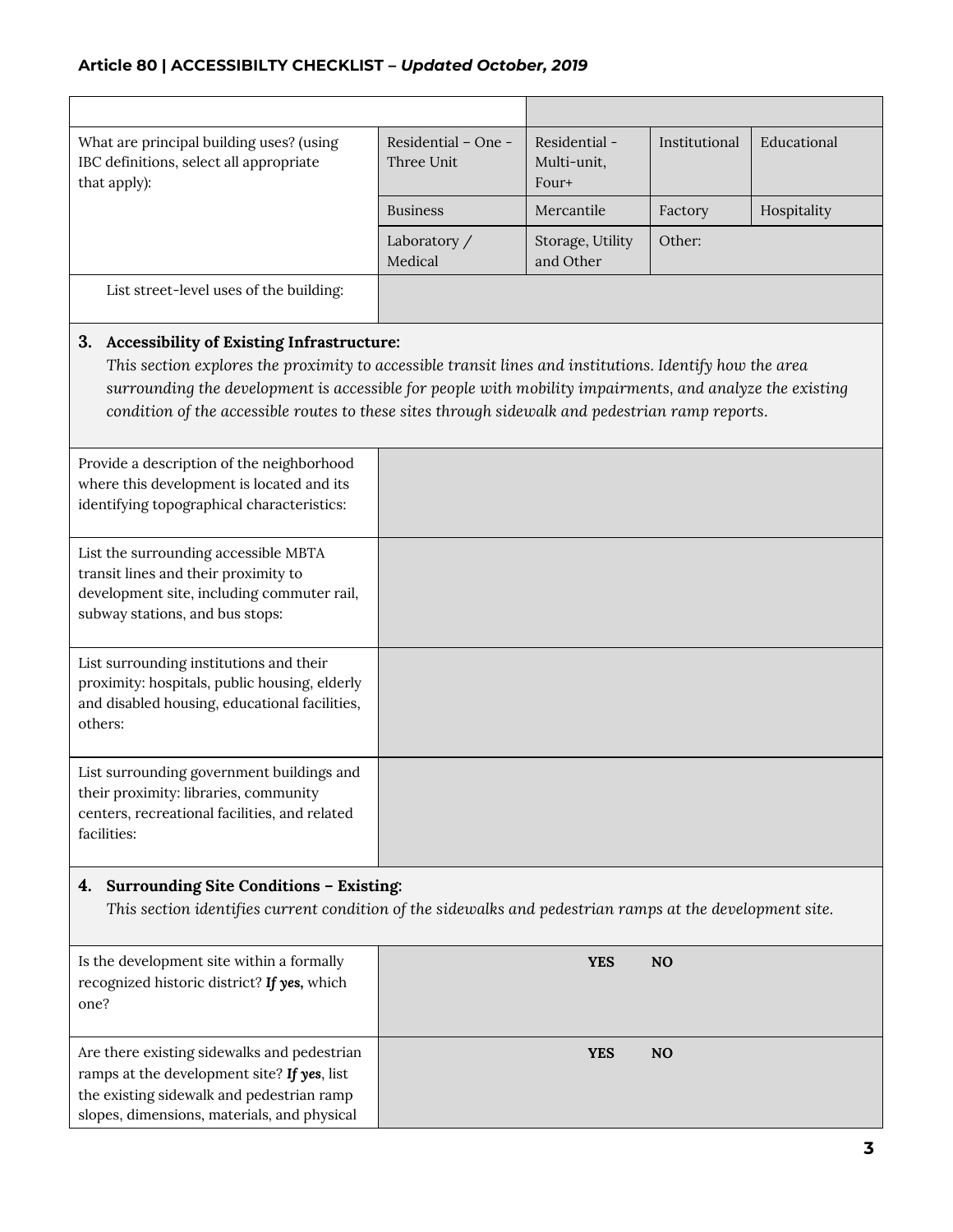| | | | | |
|---|---|---|---|---|
| What are principal building uses? (using IBC definitions, select all appropriate that apply): | Residential – One - Three Unit | Residential - Multi-unit, Four+ | Institutional | Educational |
| | Business | Mercantile | Factory | Hospitality |
| | Laboratory / Medical | Storage, Utility and Other | Other: | |
| List street-level uses of the building: | | | | |

**3. Accessibility of Existing Infrastructure:**

*This section explores the proximity to accessible transit lines and institutions. Identify how the area surrounding the development is accessible for people with mobility impairments, and analyze the existing condition of the accessible routes to these sites through sidewalk and pedestrian ramp reports.*

| | |
|---|---|
| Provide a description of the neighborhood where this development is located and its identifying topographical characteristics: | |
| List the surrounding accessible MBTA transit lines and their proximity to development site, including commuter rail, subway stations, and bus stops: | |
| List surrounding institutions and their proximity: hospitals, public housing, elderly and disabled housing, educational facilities, others: | |
| List surrounding government buildings and their proximity: libraries, community centers, recreational facilities, and related facilities: | |

**4. Surrounding Site Conditions – Existing:**

*This section identifies current condition of the sidewalks and pedestrian ramps at the development site.*

| | |
|---|---|
| Is the development site within a formally recognized historic district? ***If yes,*** which one? | **YES** **NO** |
| Are there existing sidewalks and pedestrian ramps at the development site? ***If yes***, list the existing sidewalk and pedestrian ramp slopes, dimensions, materials, and physical | **YES** **NO** |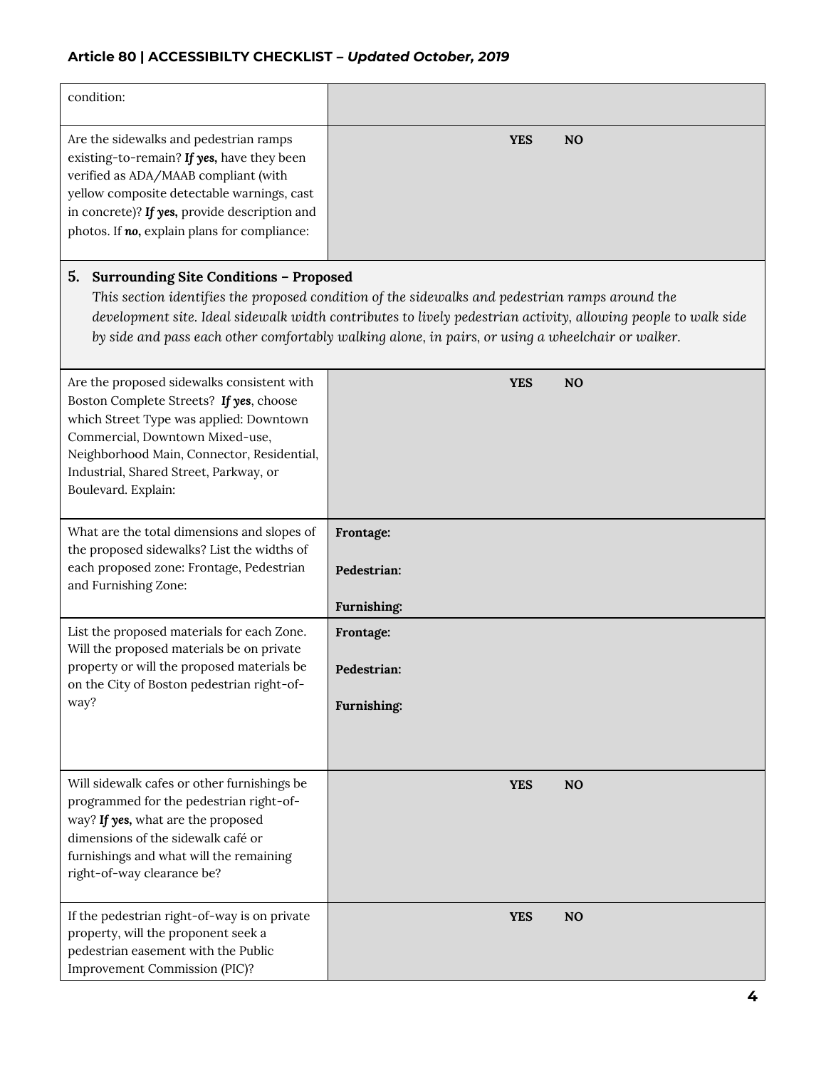| | |
|---|---|
| condition: | |
| Are the sidewalks and pedestrian ramps existing-to-remain? ***If yes,*** have they been verified as ADA/MAAB compliant (with yellow composite detectable warnings, cast in concrete)? ***If yes,*** provide description and photos. If ***no,*** explain plans for compliance: | **YES** **NO** |

### 5. Surrounding Site Conditions – Proposed

*This section identifies the proposed condition of the sidewalks and pedestrian ramps around the development site. Ideal sidewalk width contributes to lively pedestrian activity, allowing people to walk side by side and pass each other comfortably walking alone, in pairs, or using a wheelchair or walker.*

| | |
|---|---|
| Are the proposed sidewalks consistent with Boston Complete Streets? ***If yes***, choose which Street Type was applied: Downtown Commercial, Downtown Mixed-use, Neighborhood Main, Connector, Residential, Industrial, Shared Street, Parkway, or Boulevard. Explain: | **YES** **NO** |
| What are the total dimensions and slopes of the proposed sidewalks? List the widths of each proposed zone: Frontage, Pedestrian and Furnishing Zone: | **Frontage:**<br><br>**Pedestrian:**<br><br>**Furnishing:** |
| List the proposed materials for each Zone. Will the proposed materials be on private property or will the proposed materials be on the City of Boston pedestrian right-of-way? | **Frontage:**<br><br>**Pedestrian:**<br><br>**Furnishing:** |
| Will sidewalk cafes or other furnishings be programmed for the pedestrian right-of-way? ***If yes,*** what are the proposed dimensions of the sidewalk café or furnishings and what will the remaining right-of-way clearance be? | **YES** **NO** |
| If the pedestrian right-of-way is on private property, will the proponent seek a pedestrian easement with the Public Improvement Commission (PIC)? | **YES** **NO** |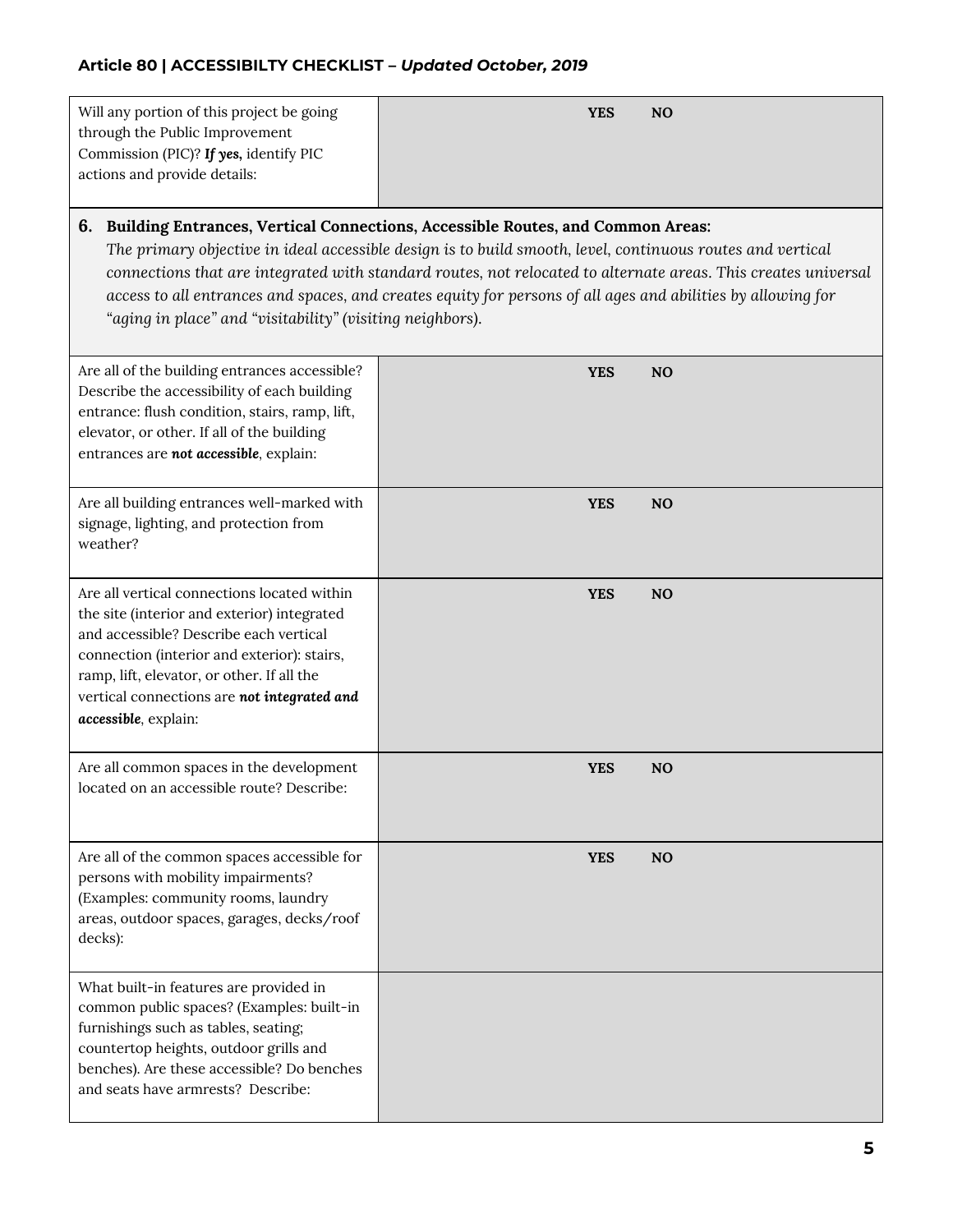| Question | Response |
|---|---|
| Will any portion of this project be going through the Public Improvement Commission (PIC)? ***If yes,*** identify PIC actions and provide details: | **YES** **NO** |

### 6. Building Entrances, Vertical Connections, Accessible Routes, and Common Areas:

*The primary objective in ideal accessible design is to build smooth, level, continuous routes and vertical connections that are integrated with standard routes, not relocated to alternate areas. This creates universal access to all entrances and spaces, and creates equity for persons of all ages and abilities by allowing for "aging in place" and "visitability" (visiting neighbors).*

| Question | Response |
|---|---|
| Are all of the building entrances accessible? Describe the accessibility of each building entrance: flush condition, stairs, ramp, lift, elevator, or other. If all of the building entrances are ***not accessible***, explain: | **YES** **NO** |
| Are all building entrances well-marked with signage, lighting, and protection from weather? | **YES** **NO** |
| Are all vertical connections located within the site (interior and exterior) integrated and accessible? Describe each vertical connection (interior and exterior): stairs, ramp, lift, elevator, or other. If all the vertical connections are ***not integrated and accessible***, explain: | **YES** **NO** |
| Are all common spaces in the development located on an accessible route? Describe: | **YES** **NO** |
| Are all of the common spaces accessible for persons with mobility impairments? (Examples: community rooms, laundry areas, outdoor spaces, garages, decks/roof decks): | **YES** **NO** |
| What built-in features are provided in common public spaces? (Examples: built-in furnishings such as tables, seating; countertop heights, outdoor grills and benches). Are these accessible? Do benches and seats have armrests? Describe: | |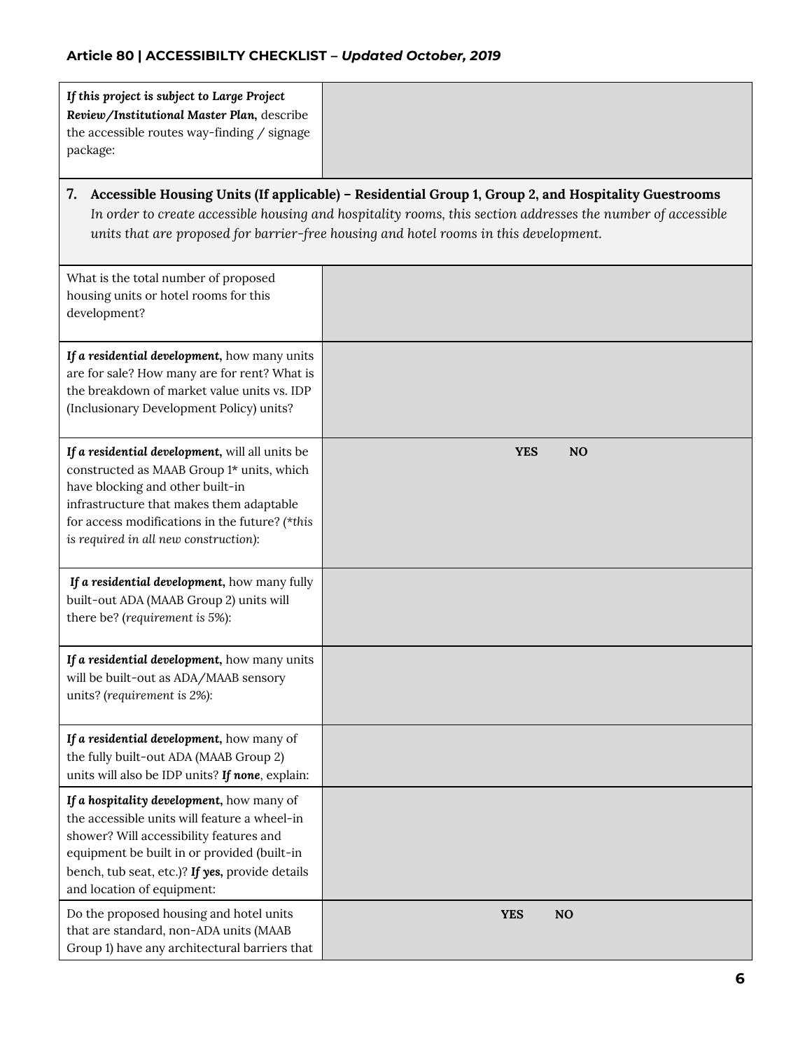| *If this project is subject to Large Project Review/Institutional Master Plan,* describe the accessible routes way-finding / signage package: | |
|---|---|

**7. Accessible Housing Units (If applicable) – Residential Group 1, Group 2, and Hospitality Guestrooms**
*In order to create accessible housing and hospitality rooms, this section addresses the number of accessible units that are proposed for barrier-free housing and hotel rooms in this development.*

| | |
|---|---|
| What is the total number of proposed housing units or hotel rooms for this development? | |
| ***If a residential development,*** how many units are for sale? How many are for rent? What is the breakdown of market value units vs. IDP (Inclusionary Development Policy) units? | |
| ***If a residential development,*** will all units be constructed as MAAB Group 1* units, which have blocking and other built-in infrastructure that makes them adaptable for access modifications in the future? (*\*this is required in all new construction*): | **YES** **NO** |
| ***If a residential development,*** how many fully built-out ADA (MAAB Group 2) units will there be? (*requirement is 5%*): | |
| ***If a residential development,*** how many units will be built-out as ADA/MAAB sensory units? (*requirement is 2%*): | |
| ***If a residential development,*** how many of the fully built-out ADA (MAAB Group 2) units will also be IDP units? ***If none***, explain: | |
| ***If a hospitality development,*** how many of the accessible units will feature a wheel-in shower? Will accessibility features and equipment be built in or provided (built-in bench, tub seat, etc.)? ***If yes,*** provide details and location of equipment: | |
| Do the proposed housing and hotel units that are standard, non-ADA units (MAAB Group 1) have any architectural barriers that | **YES** **NO** |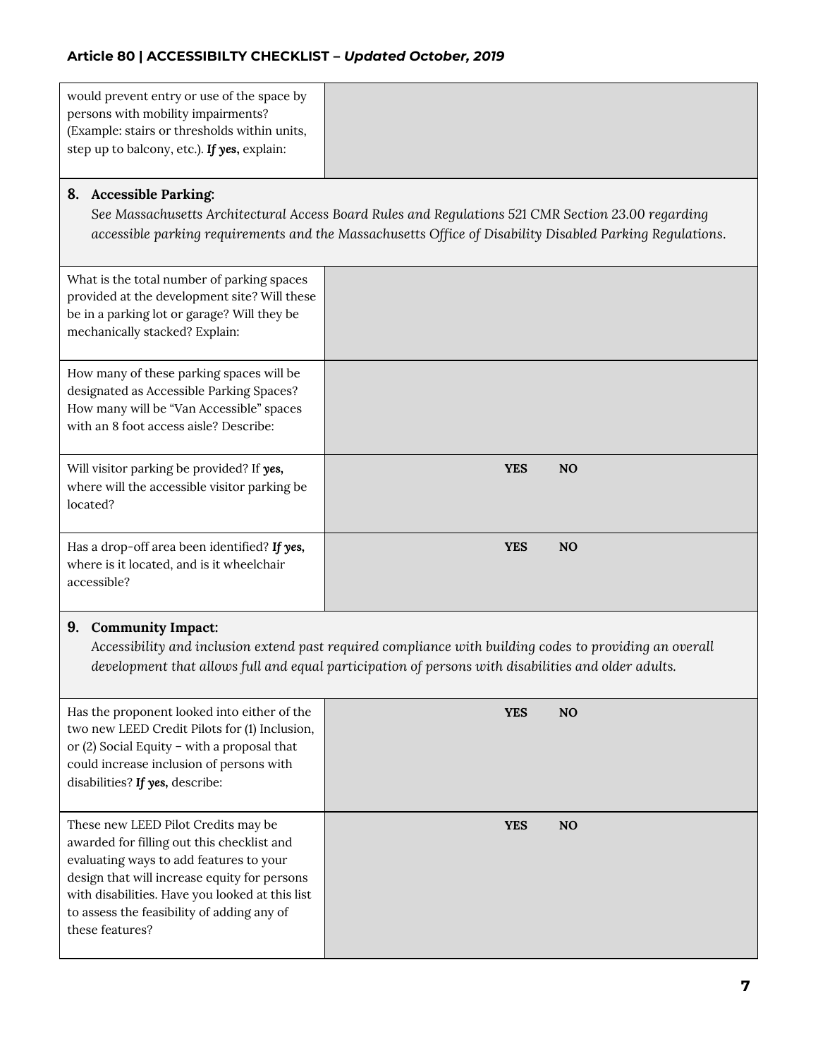| | |
|---|---|
| would prevent entry or use of the space by persons with mobility impairments? (Example: stairs or thresholds within units, step up to balcony, etc.). ***If yes,*** explain: | |

## 8. Accessible Parking:

*See Massachusetts Architectural Access Board Rules and Regulations 521 CMR Section 23.00 regarding accessible parking requirements and the Massachusetts Office of Disability Disabled Parking Regulations.*

| | |
|---|---|
| What is the total number of parking spaces provided at the development site? Will these be in a parking lot or garage? Will they be mechanically stacked? Explain: | |
| How many of these parking spaces will be designated as Accessible Parking Spaces? How many will be "Van Accessible" spaces with an 8 foot access aisle? Describe: | |
| Will visitor parking be provided? If ***yes,*** where will the accessible visitor parking be located? | **YES** **NO** |
| Has a drop-off area been identified? ***If yes,*** where is it located, and is it wheelchair accessible? | **YES** **NO** |

## 9. Community Impact:

*Accessibility and inclusion extend past required compliance with building codes to providing an overall development that allows full and equal participation of persons with disabilities and older adults.*

| | |
|---|---|
| Has the proponent looked into either of the two new LEED Credit Pilots for (1) Inclusion, or (2) Social Equity – with a proposal that could increase inclusion of persons with disabilities? ***If yes,*** describe: | **YES** **NO** |
| These new LEED Pilot Credits may be awarded for filling out this checklist and evaluating ways to add features to your design that will increase equity for persons with disabilities. Have you looked at this list to assess the feasibility of adding any of these features? | **YES** **NO** |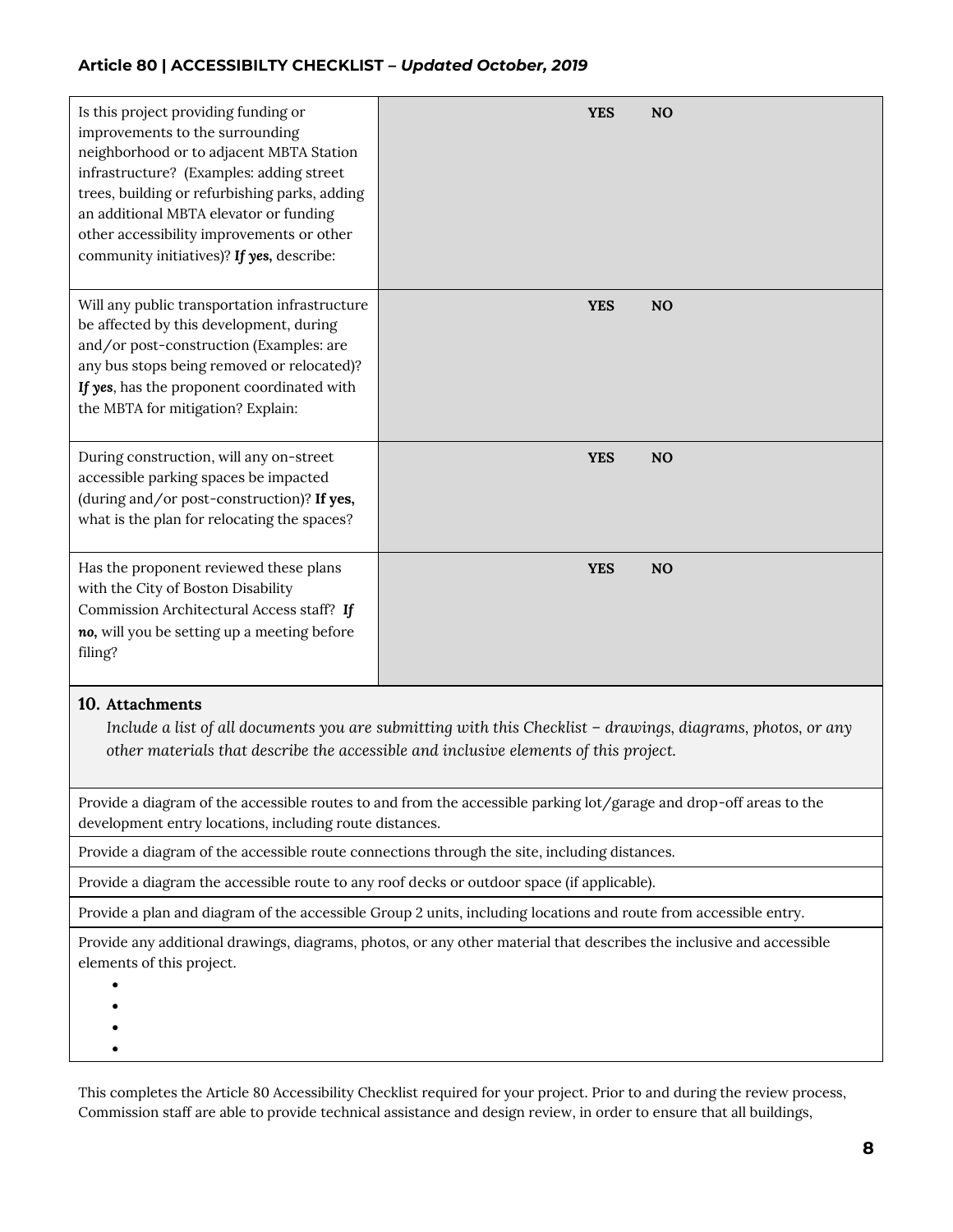| | |
|---|---|
| Is this project providing funding or improvements to the surrounding neighborhood or to adjacent MBTA Station infrastructure? (Examples: adding street trees, building or refurbishing parks, adding an additional MBTA elevator or funding other accessibility improvements or other community initiatives)? ***If yes,*** describe: | **YES** **NO** |
| Will any public transportation infrastructure be affected by this development, during and/or post-construction (Examples: are any bus stops being removed or relocated)? ***If yes***, has the proponent coordinated with the MBTA for mitigation? Explain: | **YES** **NO** |
| During construction, will any on-street accessible parking spaces be impacted (during and/or post-construction)? **If yes,** what is the plan for relocating the spaces? | **YES** **NO** |
| Has the proponent reviewed these plans with the City of Boston Disability Commission Architectural Access staff? ***If no,*** will you be setting up a meeting before filing? | **YES** **NO** |

## 10. Attachments

*Include a list of all documents you are submitting with this Checklist – drawings, diagrams, photos, or any other materials that describe the accessible and inclusive elements of this project.*

Provide a diagram of the accessible routes to and from the accessible parking lot/garage and drop-off areas to the development entry locations, including route distances.

Provide a diagram of the accessible route connections through the site, including distances.

Provide a diagram the accessible route to any roof decks or outdoor space (if applicable).

Provide a plan and diagram of the accessible Group 2 units, including locations and route from accessible entry.

Provide any additional drawings, diagrams, photos, or any other material that describes the inclusive and accessible elements of this project.

- 
- 
- 
- 

This completes the Article 80 Accessibility Checklist required for your project. Prior to and during the review process, Commission staff are able to provide technical assistance and design review, in order to ensure that all buildings,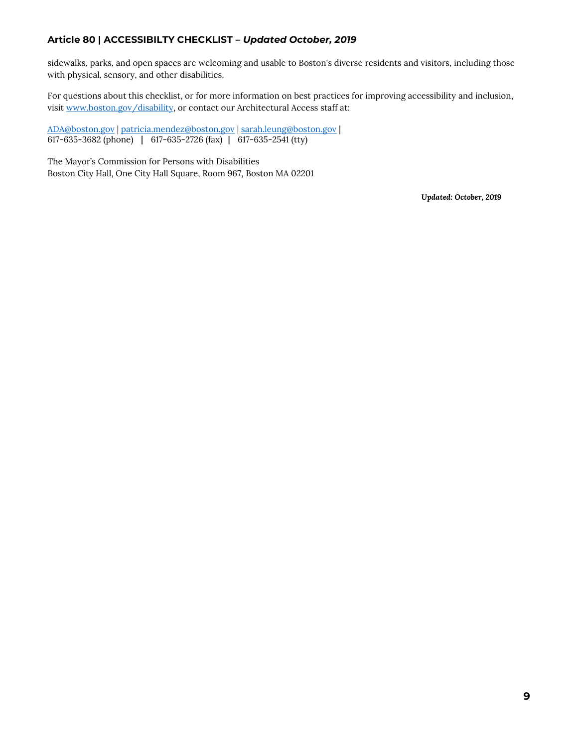sidewalks, parks, and open spaces are welcoming and usable to Boston's diverse residents and visitors, including those with physical, sensory, and other disabilities.

For questions about this checklist, or for more information on best practices for improving accessibility and inclusion, visit www.boston.gov/disability, or contact our Architectural Access staff at:

ADA@boston.gov | patricia.mendez@boston.gov | sarah.leung@boston.gov |
617-635-3682 (phone) | 617-635-2726 (fax) | 617-635-2541 (tty)

The Mayor's Commission for Persons with Disabilities
Boston City Hall, One City Hall Square, Room 967, Boston MA 02201

***Updated: October, 2019***